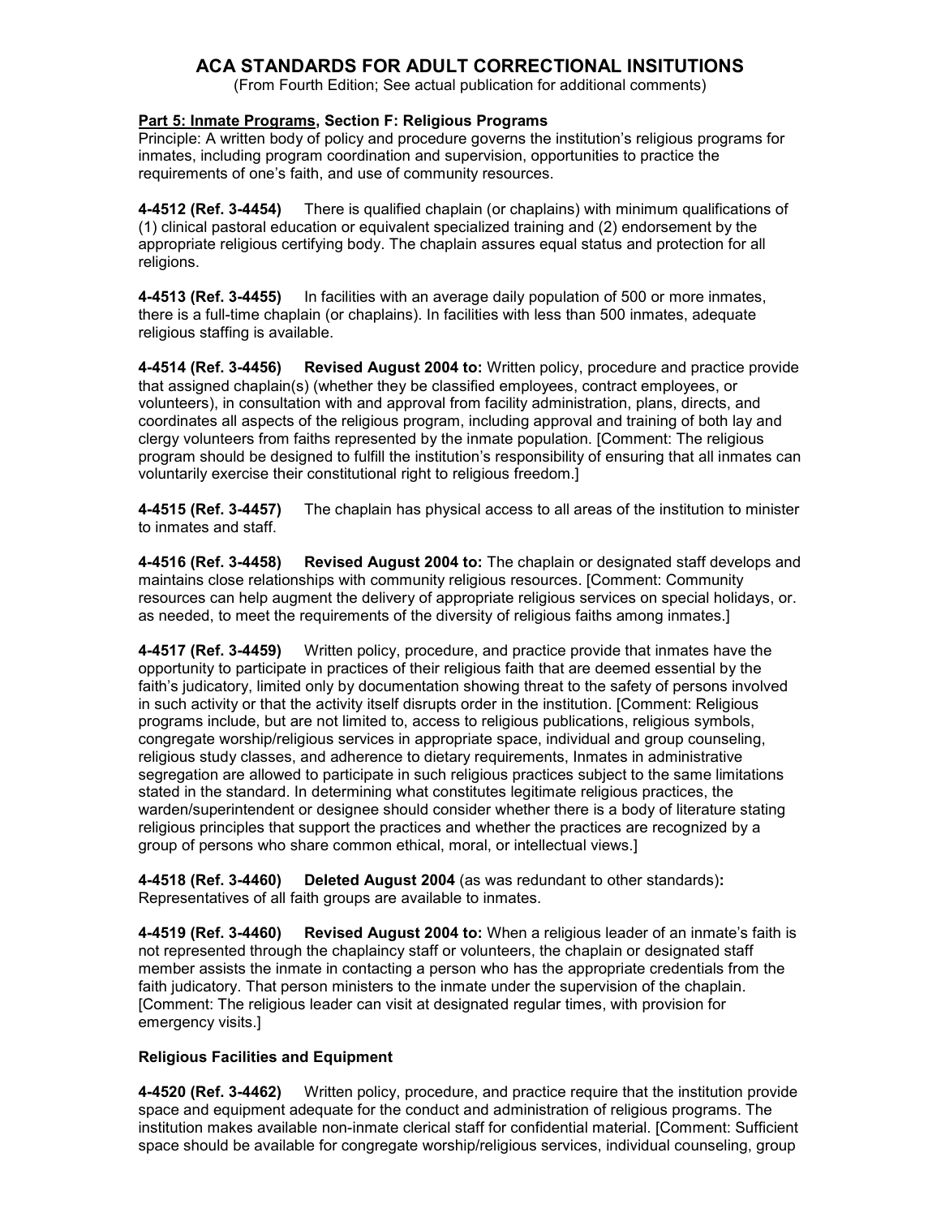# ACA STANDARDS FOR ADULT CORRECTIONAL INSITUTIONS

(From Fourth Edition; See actual publication for additional comments)

**Part 5: Inmate Programs, Section F: Religious Programs**

Principle: A written body of policy and procedure governs the institution's religious programs for inmates, including program coordination and supervision, opportunities to practice the requirements of one's faith, and use of community resources.

**4-4512 (Ref. 3-4454)** There is qualified chaplain (or chaplains) with minimum qualifications of (1) clinical pastoral education or equivalent specialized training and (2) endorsement by the appropriate religious certifying body. The chaplain assures equal status and protection for all religions.

**4-4513 (Ref. 3-4455)** In facilities with an average daily population of 500 or more inmates, there is a full-time chaplain (or chaplains). In facilities with less than 500 inmates, adequate religious staffing is available.

**4-4514 (Ref. 3-4456) Revised August 2004 to:** Written policy, procedure and practice provide that assigned chaplain(s) (whether they be classified employees, contract employees, or volunteers), in consultation with and approval from facility administration, plans, directs, and coordinates all aspects of the religious program, including approval and training of both lay and clergy volunteers from faiths represented by the inmate population. [Comment: The religious program should be designed to fulfill the institution's responsibility of ensuring that all inmates can voluntarily exercise their constitutional right to religious freedom.]

**4-4515 (Ref. 3-4457)** The chaplain has physical access to all areas of the institution to minister to inmates and staff.

**4-4516 (Ref. 3-4458) Revised August 2004 to:** The chaplain or designated staff develops and maintains close relationships with community religious resources. [Comment: Community resources can help augment the delivery of appropriate religious services on special holidays, or. as needed, to meet the requirements of the diversity of religious faiths among inmates.]

**4-4517 (Ref. 3-4459)** Written policy, procedure, and practice provide that inmates have the opportunity to participate in practices of their religious faith that are deemed essential by the faith's judicatory, limited only by documentation showing threat to the safety of persons involved in such activity or that the activity itself disrupts order in the institution. [Comment: Religious programs include, but are not limited to, access to religious publications, religious symbols, congregate worship/religious services in appropriate space, individual and group counseling, religious study classes, and adherence to dietary requirements, Inmates in administrative segregation are allowed to participate in such religious practices subject to the same limitations stated in the standard. In determining what constitutes legitimate religious practices, the warden/superintendent or designee should consider whether there is a body of literature stating religious principles that support the practices and whether the practices are recognized by a group of persons who share common ethical, moral, or intellectual views.]

**4-4518 (Ref. 3-4460) Deleted August 2004** (as was redundant to other standards)**:** Representatives of all faith groups are available to inmates.

**4-4519 (Ref. 3-4460) Revised August 2004 to:** When a religious leader of an inmate's faith is not represented through the chaplaincy staff or volunteers, the chaplain or designated staff member assists the inmate in contacting a person who has the appropriate credentials from the faith judicatory. That person ministers to the inmate under the supervision of the chaplain. [Comment: The religious leader can visit at designated regular times, with provision for emergency visits.]

**Religious Facilities and Equipment**

**4-4520 (Ref. 3-4462)** Written policy, procedure, and practice require that the institution provide space and equipment adequate for the conduct and administration of religious programs. The institution makes available non-inmate clerical staff for confidential material. [Comment: Sufficient space should be available for congregate worship/religious services, individual counseling, group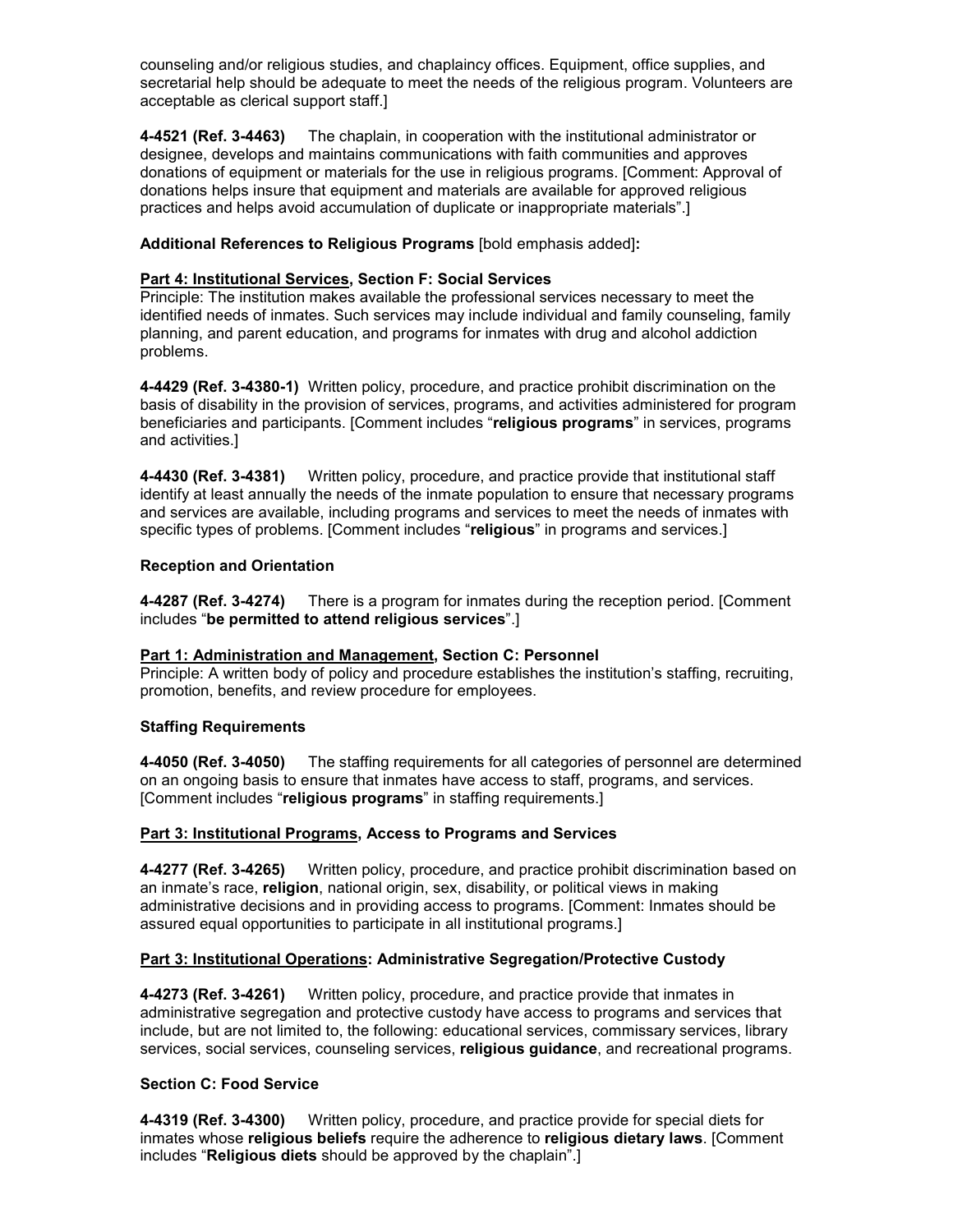counseling and/or religious studies, and chaplaincy offices. Equipment, office supplies, and secretarial help should be adequate to meet the needs of the religious program. Volunteers are acceptable as clerical support staff.]

**4-4521 (Ref. 3-4463)** The chaplain, in cooperation with the institutional administrator or designee, develops and maintains communications with faith communities and approves donations of equipment or materials for the use in religious programs. [Comment: Approval of donations helps insure that equipment and materials are available for approved religious practices and helps avoid accumulation of duplicate or inappropriate materials".]

**Additional References to Religious Programs** [bold emphasis added]**:**

**Part 4: Institutional Services, Section F: Social Services**
Principle: The institution makes available the professional services necessary to meet the identified needs of inmates. Such services may include individual and family counseling, family planning, and parent education, and programs for inmates with drug and alcohol addiction problems.

**4-4429 (Ref. 3-4380-1)** Written policy, procedure, and practice prohibit discrimination on the basis of disability in the provision of services, programs, and activities administered for program beneficiaries and participants. [Comment includes "**religious programs**" in services, programs and activities.]

**4-4430 (Ref. 3-4381)** Written policy, procedure, and practice provide that institutional staff identify at least annually the needs of the inmate population to ensure that necessary programs and services are available, including programs and services to meet the needs of inmates with specific types of problems. [Comment includes "**religious**" in programs and services.]

**Reception and Orientation**

**4-4287 (Ref. 3-4274)** There is a program for inmates during the reception period. [Comment includes "**be permitted to attend religious services**".]

**Part 1: Administration and Management, Section C: Personnel**
Principle: A written body of policy and procedure establishes the institution's staffing, recruiting, promotion, benefits, and review procedure for employees.

**Staffing Requirements**

**4-4050 (Ref. 3-4050)** The staffing requirements for all categories of personnel are determined on an ongoing basis to ensure that inmates have access to staff, programs, and services. [Comment includes "**religious programs**" in staffing requirements.]

**Part 3: Institutional Programs, Access to Programs and Services**

**4-4277 (Ref. 3-4265)** Written policy, procedure, and practice prohibit discrimination based on an inmate's race, **religion**, national origin, sex, disability, or political views in making administrative decisions and in providing access to programs. [Comment: Inmates should be assured equal opportunities to participate in all institutional programs.]

**Part 3: Institutional Operations: Administrative Segregation/Protective Custody**

**4-4273 (Ref. 3-4261)** Written policy, procedure, and practice provide that inmates in administrative segregation and protective custody have access to programs and services that include, but are not limited to, the following: educational services, commissary services, library services, social services, counseling services, **religious guidance**, and recreational programs.

**Section C: Food Service**

**4-4319 (Ref. 3-4300)** Written policy, procedure, and practice provide for special diets for inmates whose **religious beliefs** require the adherence to **religious dietary laws**. [Comment includes "**Religious diets** should be approved by the chaplain".]